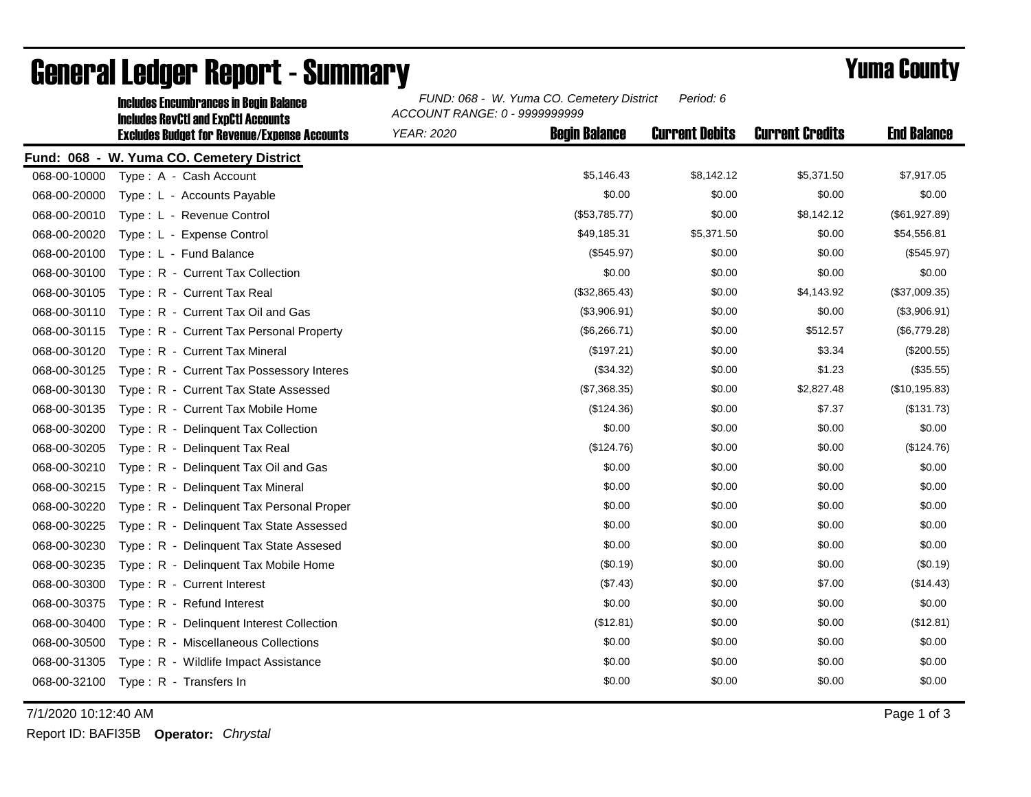# General Ledger Report - Summary

## Yuma County

**Includes Encumbrances in Begin Balance**
**Includes RevCtl and ExpCtl Accounts**
**Excludes Budget for Revenue/Expense Accounts**

*FUND: 068 - W. Yuma CO. Cemetery District* *Period: 6*
*ACCOUNT RANGE: 0 - 9999999999*
*YEAR: 2020*

**Fund: 068 - W. Yuma CO. Cemetery District**

| Account | Description | Begin Balance | Current Debits | Current Credits | End Balance |
|---|---|---|---|---|---|
| 068-00-10000 | Type : A - Cash Account | $5,146.43 | $8,142.12 | $5,371.50 | $7,917.05 |
| 068-00-20000 | Type : L - Accounts Payable | $0.00 | $0.00 | $0.00 | $0.00 |
| 068-00-20010 | Type : L - Revenue Control | ($53,785.77) | $0.00 | $8,142.12 | ($61,927.89) |
| 068-00-20020 | Type : L - Expense Control | $49,185.31 | $5,371.50 | $0.00 | $54,556.81 |
| 068-00-20100 | Type : L - Fund Balance | ($545.97) | $0.00 | $0.00 | ($545.97) |
| 068-00-30100 | Type : R - Current Tax Collection | $0.00 | $0.00 | $0.00 | $0.00 |
| 068-00-30105 | Type : R - Current Tax Real | ($32,865.43) | $0.00 | $4,143.92 | ($37,009.35) |
| 068-00-30110 | Type : R - Current Tax Oil and Gas | ($3,906.91) | $0.00 | $0.00 | ($3,906.91) |
| 068-00-30115 | Type : R - Current Tax Personal Property | ($6,266.71) | $0.00 | $512.57 | ($6,779.28) |
| 068-00-30120 | Type : R - Current Tax Mineral | ($197.21) | $0.00 | $3.34 | ($200.55) |
| 068-00-30125 | Type : R - Current Tax Possessory Interes | ($34.32) | $0.00 | $1.23 | ($35.55) |
| 068-00-30130 | Type : R - Current Tax State Assessed | ($7,368.35) | $0.00 | $2,827.48 | ($10,195.83) |
| 068-00-30135 | Type : R - Current Tax Mobile Home | ($124.36) | $0.00 | $7.37 | ($131.73) |
| 068-00-30200 | Type : R - Delinquent Tax Collection | $0.00 | $0.00 | $0.00 | $0.00 |
| 068-00-30205 | Type : R - Delinquent Tax Real | ($124.76) | $0.00 | $0.00 | ($124.76) |
| 068-00-30210 | Type : R - Delinquent Tax Oil and Gas | $0.00 | $0.00 | $0.00 | $0.00 |
| 068-00-30215 | Type : R - Delinquent Tax Mineral | $0.00 | $0.00 | $0.00 | $0.00 |
| 068-00-30220 | Type : R - Delinquent Tax Personal Proper | $0.00 | $0.00 | $0.00 | $0.00 |
| 068-00-30225 | Type : R - Delinquent Tax State Assessed | $0.00 | $0.00 | $0.00 | $0.00 |
| 068-00-30230 | Type : R - Delinquent Tax State Assesed | $0.00 | $0.00 | $0.00 | $0.00 |
| 068-00-30235 | Type : R - Delinquent Tax Mobile Home | ($0.19) | $0.00 | $0.00 | ($0.19) |
| 068-00-30300 | Type : R - Current Interest | ($7.43) | $0.00 | $7.00 | ($14.43) |
| 068-00-30375 | Type : R - Refund Interest | $0.00 | $0.00 | $0.00 | $0.00 |
| 068-00-30400 | Type : R - Delinquent Interest Collection | ($12.81) | $0.00 | $0.00 | ($12.81) |
| 068-00-30500 | Type : R - Miscellaneous Collections | $0.00 | $0.00 | $0.00 | $0.00 |
| 068-00-31305 | Type : R - Wildlife Impact Assistance | $0.00 | $0.00 | $0.00 | $0.00 |
| 068-00-32100 | Type : R - Transfers In | $0.00 | $0.00 | $0.00 | $0.00 |

7/1/2020 10:12:40 AM

Report ID: BAFI35B **Operator:** *Chrystal*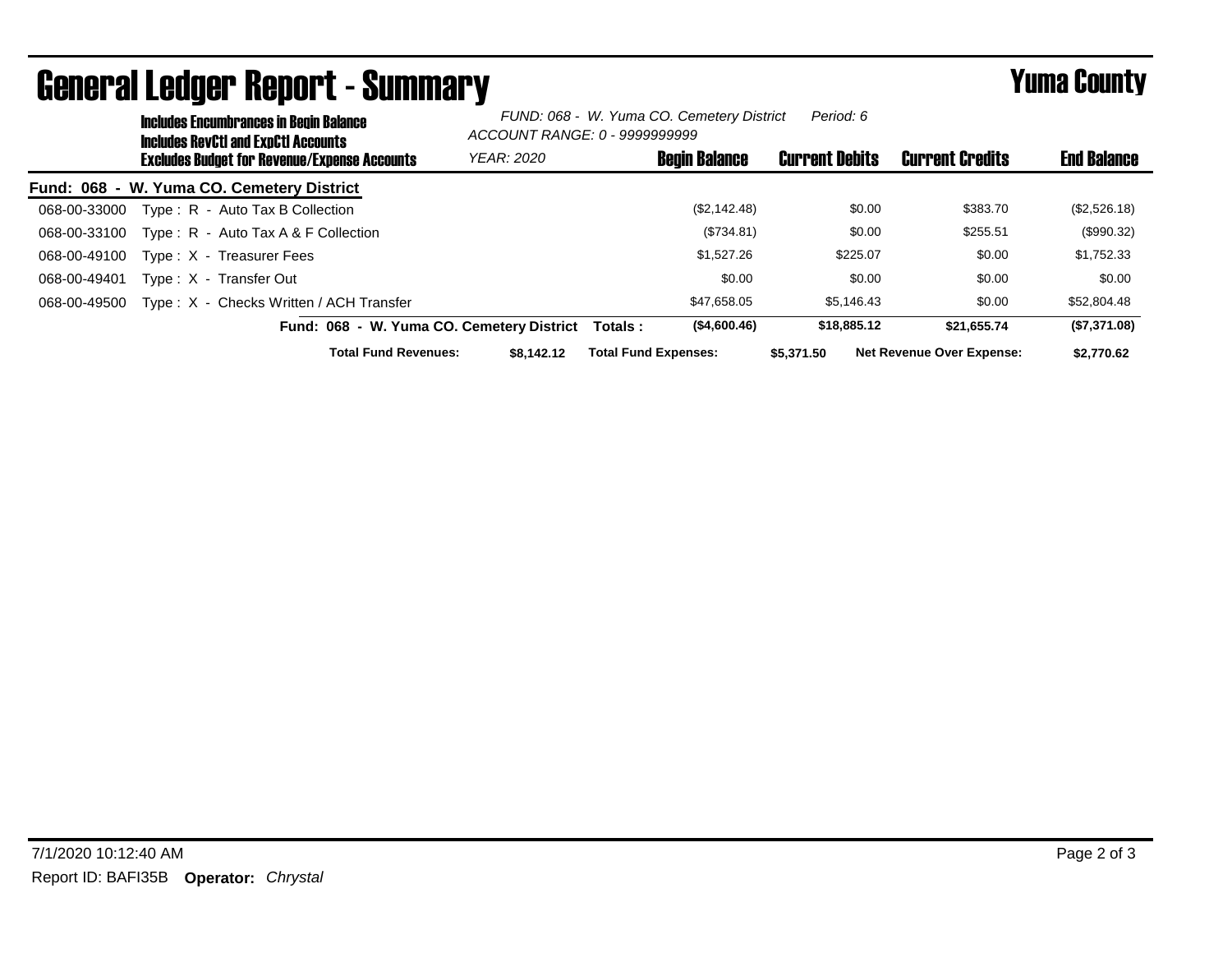# General Ledger Report - Summary

## Yuma County

**Includes Encumbrances in Begin Balance**
**Includes RevCtl and ExpCtl Accounts**
**Excludes Budget for Revenue/Expense Accounts**

*FUND: 068 - W. Yuma CO. Cemetery District* *Period: 6*
*ACCOUNT RANGE: 0 - 9999999999*
*YEAR: 2020*

**Fund: 068 - W. Yuma CO. Cemetery District**

| Account | Description | Begin Balance | Current Debits | Current Credits | End Balance |
|---|---|---|---|---|---|
| 068-00-33000 | Type : R - Auto Tax B Collection | ($2,142.48) | $0.00 | $383.70 | ($2,526.18) |
| 068-00-33100 | Type : R - Auto Tax A & F Collection | ($734.81) | $0.00 | $255.51 | ($990.32) |
| 068-00-49100 | Type : X - Treasurer Fees | $1,527.26 | $225.07 | $0.00 | $1,752.33 |
| 068-00-49401 | Type : X - Transfer Out | $0.00 | $0.00 | $0.00 | $0.00 |
| 068-00-49500 | Type : X - Checks Written / ACH Transfer | $47,658.05 | $5,146.43 | $0.00 | $52,804.48 |
| | **Fund: 068 - W. Yuma CO. Cemetery District Totals :** | **($4,600.46)** | **$18,885.12** | **$21,655.74** | **($7,371.08)** |

**Total Fund Revenues:** **$8,142.12** **Total Fund Expenses:** **$5,371.50** **Net Revenue Over Expense:** **$2,770.62**

7/1/2020 10:12:40 AM

Report ID: BAFI35B **Operator:** *Chrystal*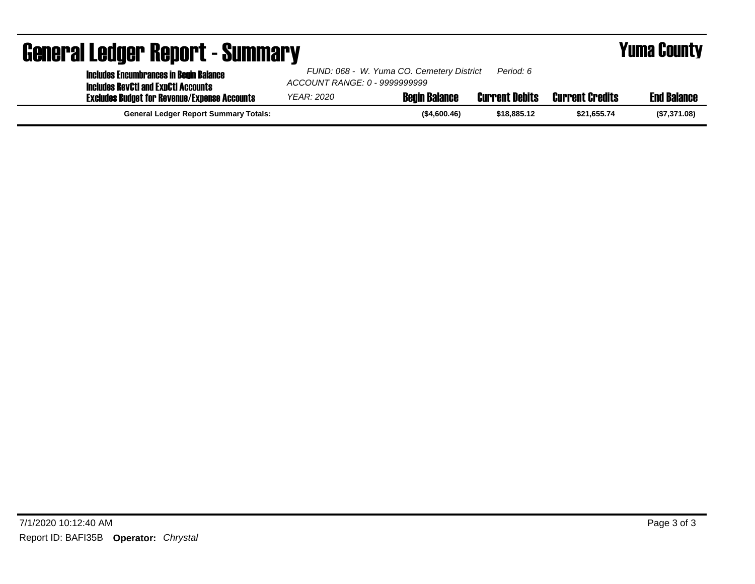# General Ledger Report - Summary

**Yuma County**

**Includes Encumbrances in Begin Balance**
**Includes RevCtl and ExpCtl Accounts**
**Excludes Budget for Revenue/Expense Accounts**

*FUND: 068 - W. Yuma CO. Cemetery District* *Period: 6*
*ACCOUNT RANGE: 0 - 9999999999*
*YEAR: 2020*

| | Begin Balance | Current Debits | Current Credits | End Balance |
|---|---|---|---|---|
| **General Ledger Report Summary Totals:** | **($4,600.46)** | **$18,885.12** | **$21,655.74** | **($7,371.08)** |

7/1/2020 10:12:40 AM

Report ID: BAFI35B **Operator:** *Chrystal*